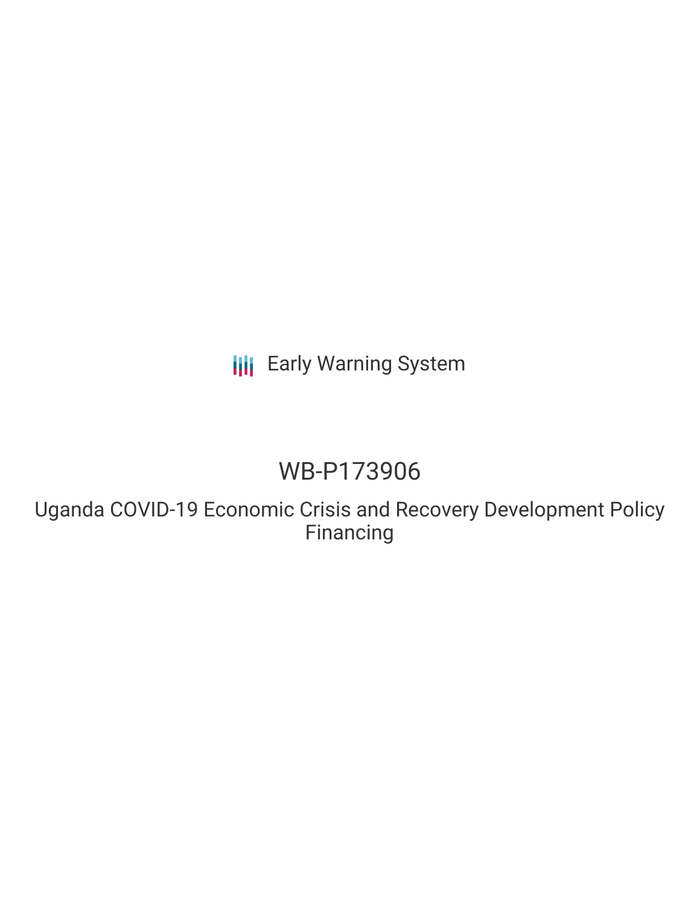Early Warning System

# WB-P173906

## Uganda COVID-19 Economic Crisis and Recovery Development Policy Financing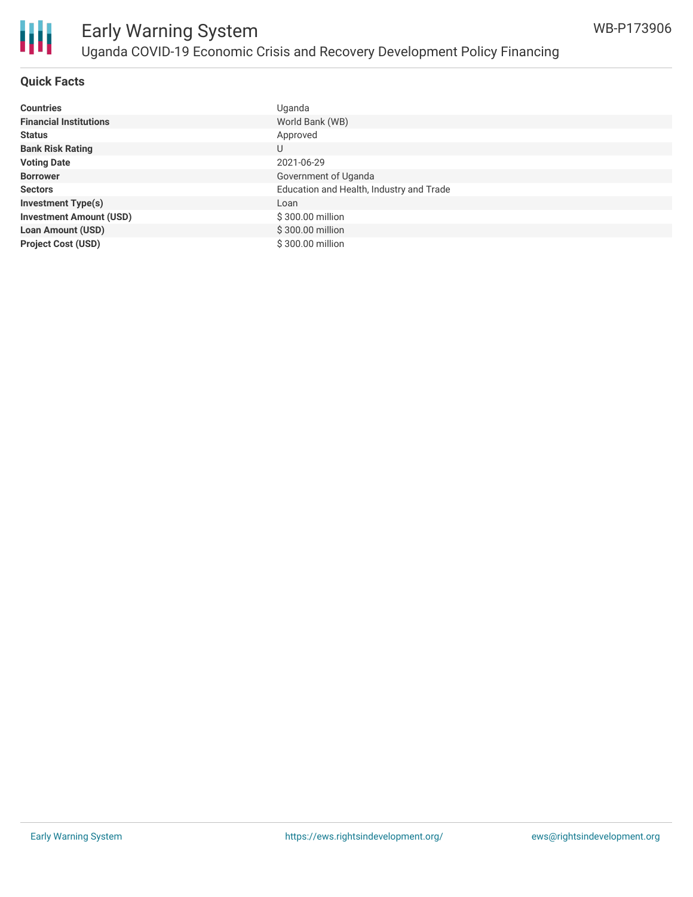## Quick Facts

| | |
|---|---|
| **Countries** | Uganda |
| **Financial Institutions** | World Bank (WB) |
| **Status** | Approved |
| **Bank Risk Rating** | U |
| **Voting Date** | 2021-06-29 |
| **Borrower** | Government of Uganda |
| **Sectors** | Education and Health, Industry and Trade |
| **Investment Type(s)** | Loan |
| **Investment Amount (USD)** | $ 300.00 million |
| **Loan Amount (USD)** | $ 300.00 million |
| **Project Cost (USD)** | $ 300.00 million |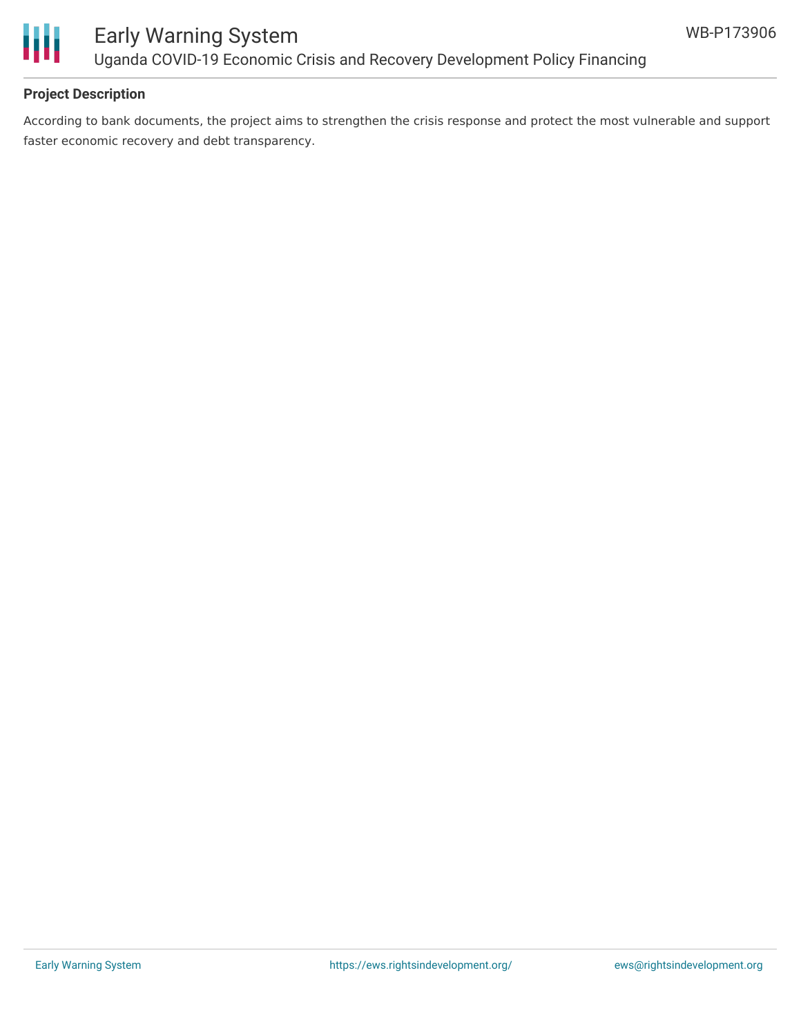**Project Description**

According to bank documents, the project aims to strengthen the crisis response and protect the most vulnerable and support faster economic recovery and debt transparency.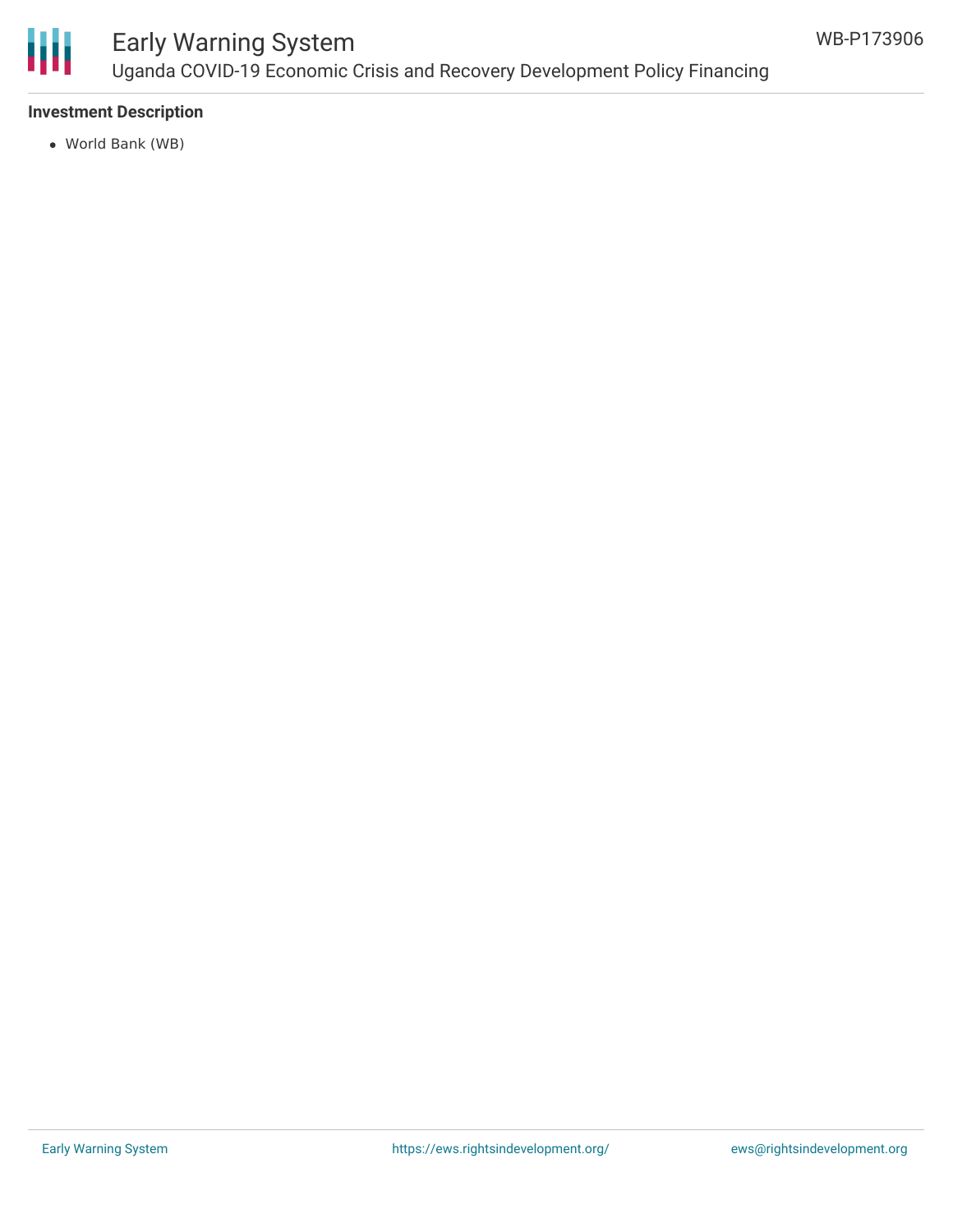**Investment Description**

- World Bank (WB)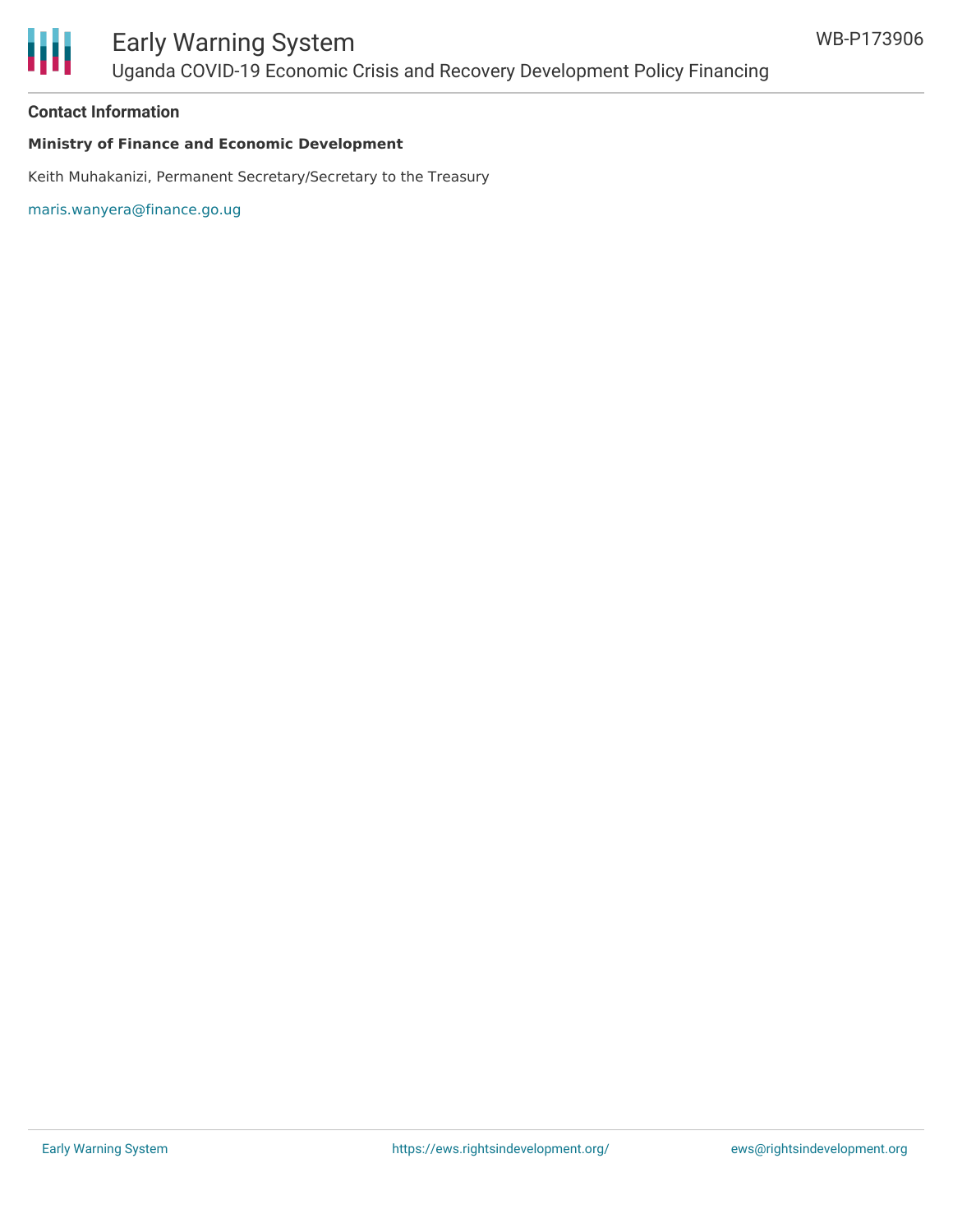**Contact Information**

**Ministry of Finance and Economic Development**

Keith Muhakanizi, Permanent Secretary/Secretary to the Treasury

maris.wanyera@finance.go.ug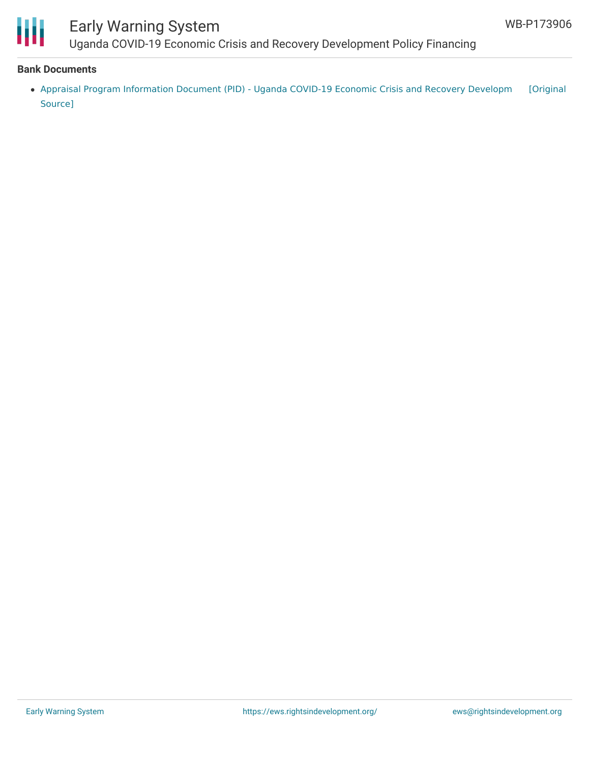**Bank Documents**

- Appraisal Program Information Document (PID) - Uganda COVID-19 Economic Crisis and Recovery Developm [Original Source]